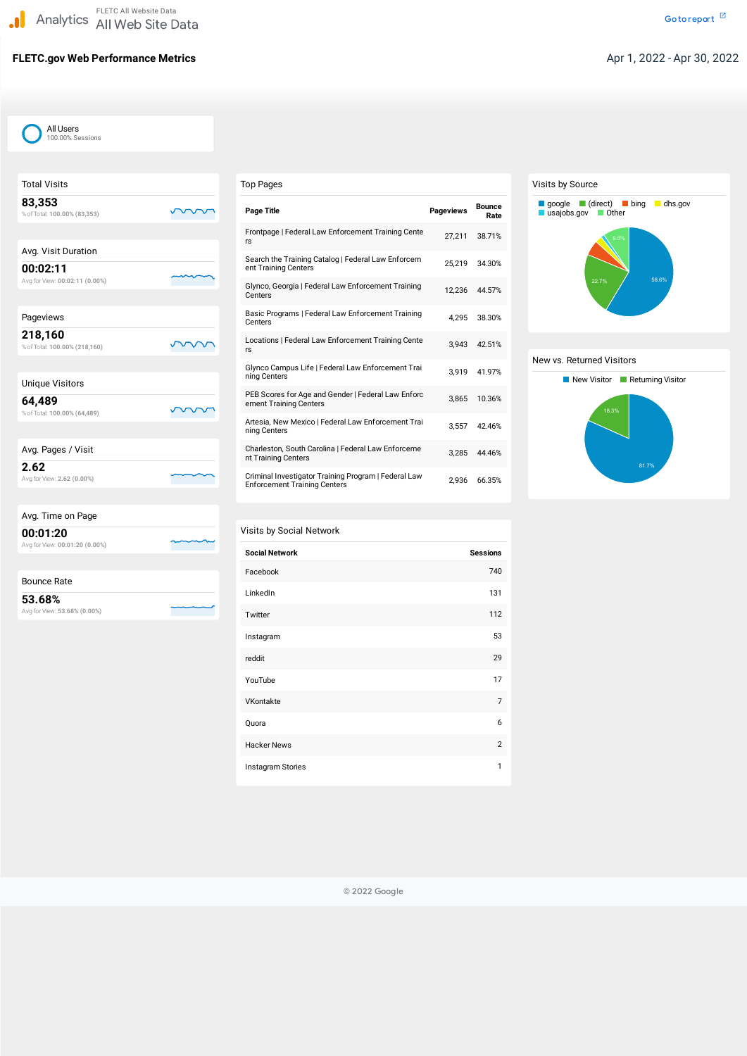Analytics — FLETC All Website Data — All Web Site Data

Go to report

# FLETC.gov Web Performance Metrics

Apr 1, 2022 - Apr 30, 2022

All Users
100.00% Sessions

## Total Visits

**83,353**

% of Total: 100.00% (83,353)

## Avg. Visit Duration

**00:02:11**

Avg for View: 00:02:11 (0.00%)

## Pageviews

**218,160**

% of Total: 100.00% (218,160)

## Unique Visitors

**64,489**

% of Total: 100.00% (64,489)

## Avg. Pages / Visit

**2.62**

Avg for View: 2.62 (0.00%)

## Avg. Time on Page

**00:01:20**

Avg for View: 00:01:20 (0.00%)

## Bounce Rate

**53.68%**

Avg for View: 53.68% (0.00%)

## Top Pages

| Page Title | Pageviews | Bounce Rate |
|---|---|---|
| Frontpage \| Federal Law Enforcement Training Centers | 27,211 | 38.71% |
| Search the Training Catalog \| Federal Law Enforcement Training Centers | 25,219 | 34.30% |
| Glynco, Georgia \| Federal Law Enforcement Training Centers | 12,236 | 44.57% |
| Basic Programs \| Federal Law Enforcement Training Centers | 4,295 | 38.30% |
| Locations \| Federal Law Enforcement Training Centers | 3,943 | 42.51% |
| Glynco Campus Life \| Federal Law Enforcement Training Centers | 3,919 | 41.97% |
| PEB Scores for Age and Gender \| Federal Law Enforcement Training Centers | 3,865 | 10.36% |
| Artesia, New Mexico \| Federal Law Enforcement Training Centers | 3,557 | 42.46% |
| Charleston, South Carolina \| Federal Law Enforcement Training Centers | 3,285 | 44.46% |
| Criminal Investigator Training Program \| Federal Law Enforcement Training Centers | 2,936 | 66.35% |

## Visits by Social Network

| Social Network | Sessions |
|---|---|
| Facebook | 740 |
| LinkedIn | 131 |
| Twitter | 112 |
| Instagram | 53 |
| reddit | 29 |
| YouTube | 17 |
| VKontakte | 7 |
| Quora | 6 |
| Hacker News | 2 |
| Instagram Stories | 1 |

## Visits by Source

google, (direct), bing, dhs.gov, usajobs.gov, Other

google: 58.6%; (direct): 22.7%; Other: 9.5%

## New vs. Returned Visitors

New Visitor: 81.7%; Returning Visitor: 18.3%

© 2022 Google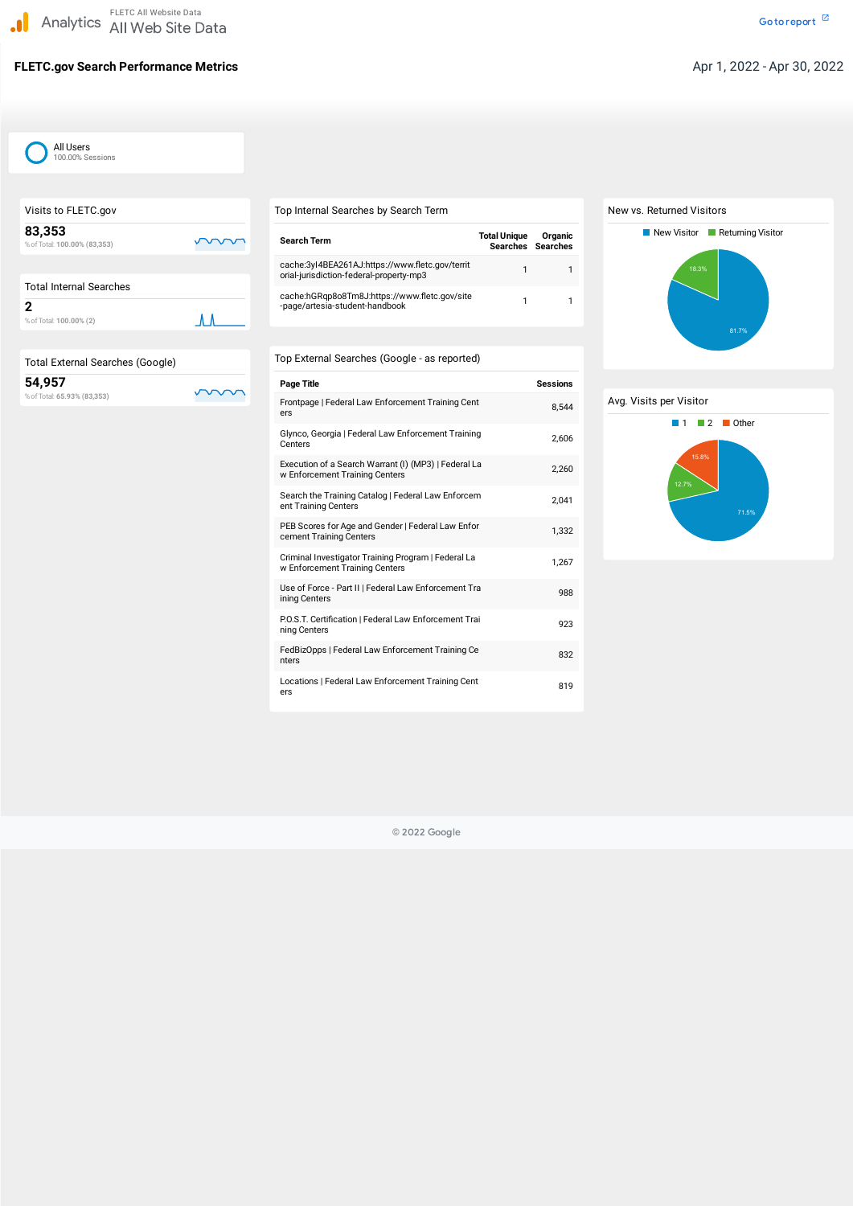Analytics FLETC All Website Data
All Web Site Data

Go to report

# FLETC.gov Search Performance Metrics

Apr 1, 2022 - Apr 30, 2022

All Users
100.00% Sessions

## Visits to FLETC.gov

**83,353**
% of Total: 100.00% (83,353)

## Total Internal Searches

**2**
% of Total: 100.00% (2)

## Total External Searches (Google)

**54,957**
% of Total: 65.93% (83,353)

## Top Internal Searches by Search Term

| Search Term | Total Unique Searches | Organic Searches |
|---|---|---|
| cache:3yI4BEA261AJ:https://www.fletc.gov/territorial-jurisdiction-federal-property-mp3 | 1 | 1 |
| cache:hGRqp8o8Tm8J:https://www.fletc.gov/site-page/artesia-student-handbook | 1 | 1 |

## Top External Searches (Google - as reported)

| Page Title | Sessions |
|---|---|
| Frontpage \| Federal Law Enforcement Training Centers | 8,544 |
| Glynco, Georgia \| Federal Law Enforcement Training Centers | 2,606 |
| Execution of a Search Warrant (I) (MP3) \| Federal Law Enforcement Training Centers | 2,260 |
| Search the Training Catalog \| Federal Law Enforcement Training Centers | 2,041 |
| PEB Scores for Age and Gender \| Federal Law Enforcement Training Centers | 1,332 |
| Criminal Investigator Training Program \| Federal Law Enforcement Training Centers | 1,267 |
| Use of Force - Part II \| Federal Law Enforcement Training Centers | 988 |
| P.O.S.T. Certification \| Federal Law Enforcement Training Centers | 923 |
| FedBizOpps \| Federal Law Enforcement Training Centers | 832 |
| Locations \| Federal Law Enforcement Training Centers | 819 |

## New vs. Returned Visitors

New Visitor
Returning Visitor
18.3%
81.7%

## Avg. Visits per Visitor

1
2
Other
15.8%
12.7%
71.5%

© 2022 Google